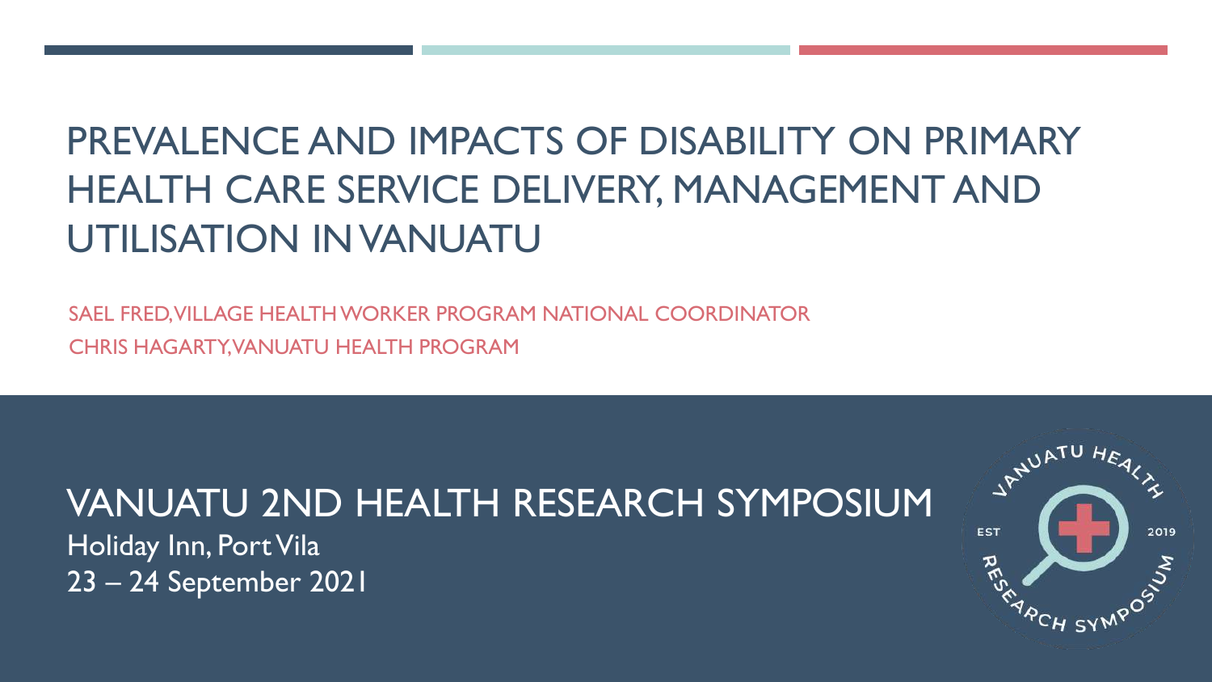# PREVALENCE AND IMPACTS OF DISABILITY ON PRIMARY HEALTH CARE SERVICE DELIVERY, MANAGEMENT AND UTILISATION IN VANUATU

SAEL FRED, VILLAGE HEALTH WORKER PROGRAM NATIONAL COORDINATOR
CHRIS HAGARTY, VANUATU HEALTH PROGRAM

## VANUATU 2ND HEALTH RESEARCH SYMPOSIUM

Holiday Inn, Port Vila
23 – 24 September 2021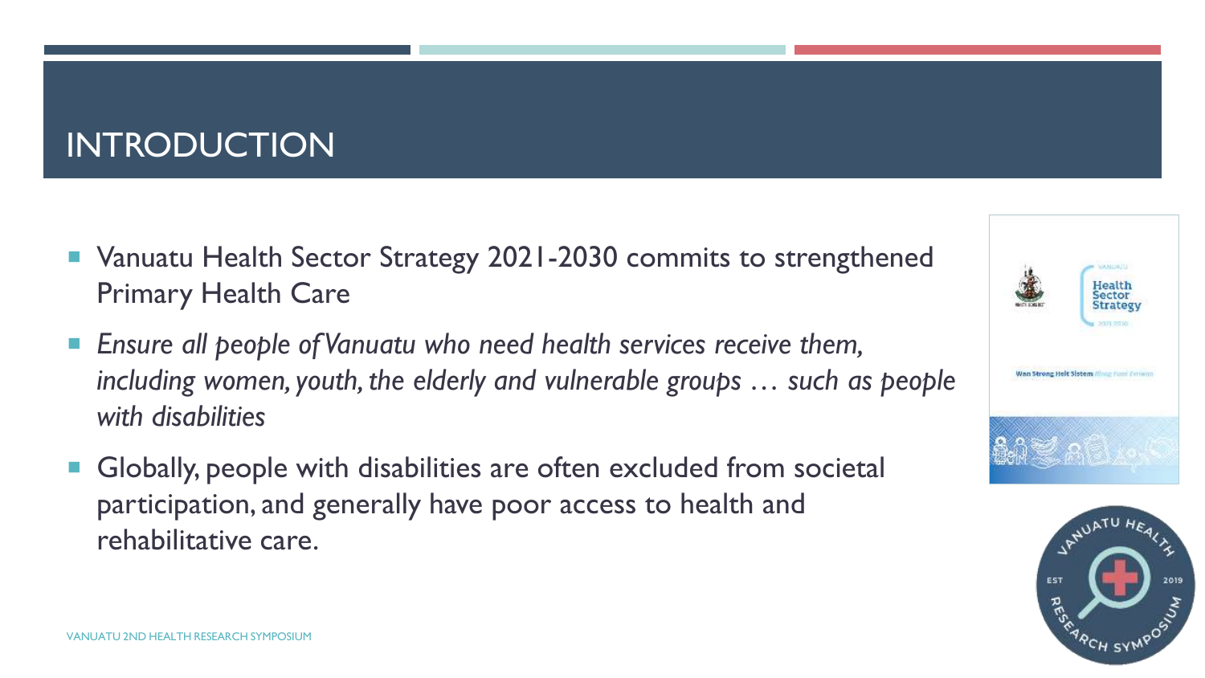# INTRODUCTION

- Vanuatu Health Sector Strategy 2021-2030 commits to strengthened Primary Health Care
- *Ensure all people of Vanuatu who need health services receive them, including women, youth, the elderly and vulnerable groups … such as people with disabilities*
- Globally, people with disabilities are often excluded from societal participation, and generally have poor access to health and rehabilitative care.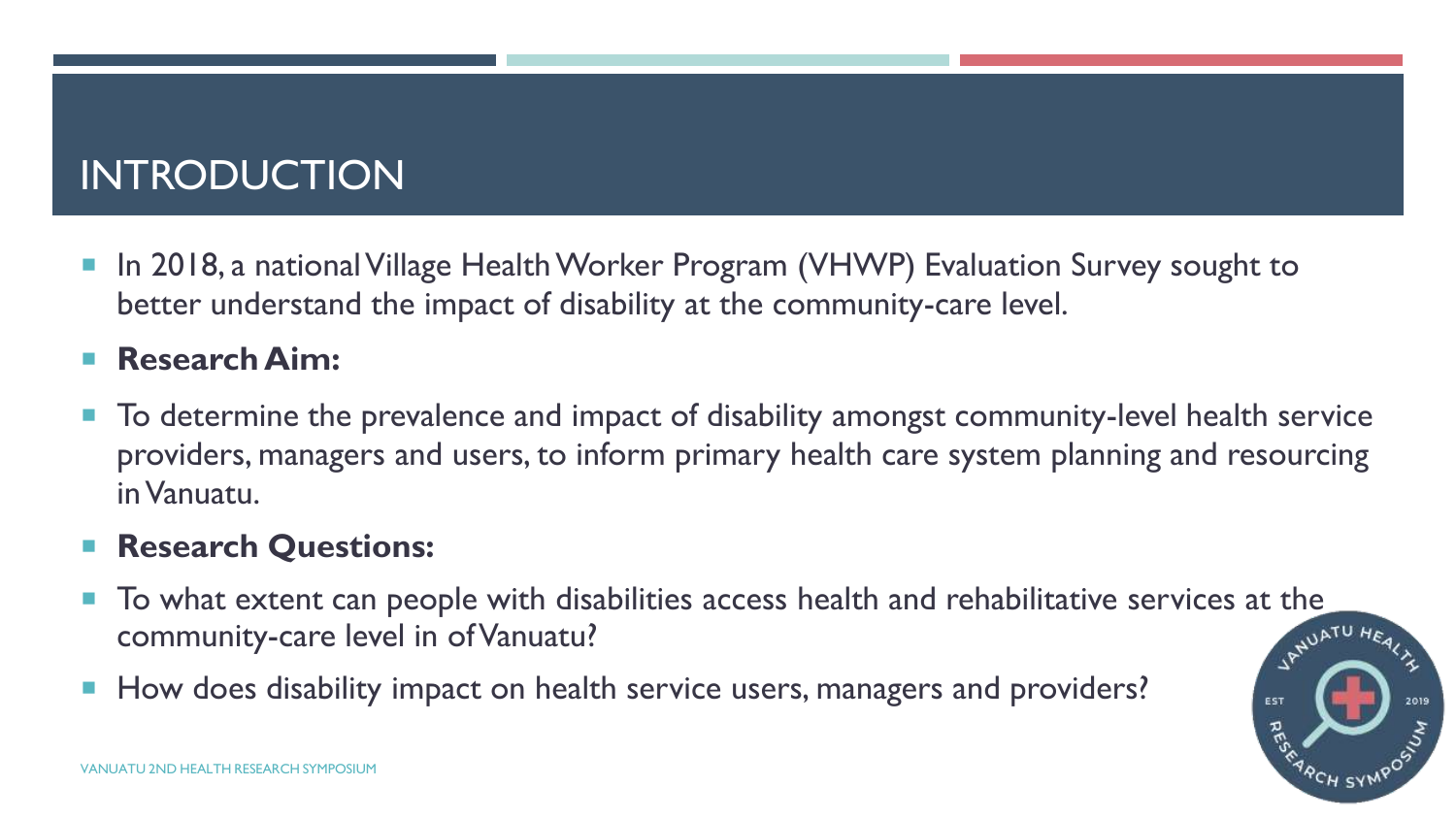# INTRODUCTION

- In 2018, a national Village Health Worker Program (VHWP) Evaluation Survey sought to better understand the impact of disability at the community-care level.
- **Research Aim:**
- To determine the prevalence and impact of disability amongst community-level health service providers, managers and users, to inform primary health care system planning and resourcing in Vanuatu.
- **Research Questions:**
- To what extent can people with disabilities access health and rehabilitative services at the community-care level in of Vanuatu?
- How does disability impact on health service users, managers and providers?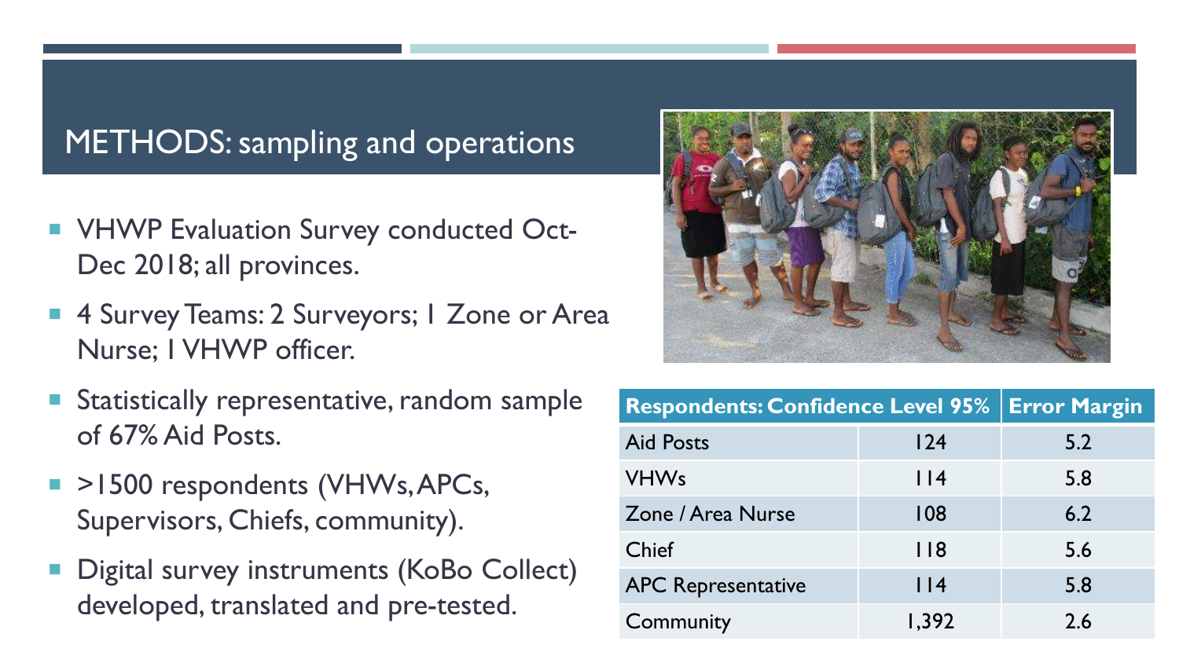## METHODS: sampling and operations

- VHWP Evaluation Survey conducted Oct-Dec 2018; all provinces.
- 4 Survey Teams: 2 Surveyors; 1 Zone or Area Nurse; 1 VHWP officer.
- Statistically representative, random sample of 67% Aid Posts.
- >1500 respondents (VHWs, APCs, Supervisors, Chiefs, community).
- Digital survey instruments (KoBo Collect) developed, translated and pre-tested.

| Respondents: Confidence Level 95% | | Error Margin |
|---|---|---|
| Aid Posts | 124 | 5.2 |
| VHWs | 114 | 5.8 |
| Zone / Area Nurse | 108 | 6.2 |
| Chief | 118 | 5.6 |
| APC Representative | 114 | 5.8 |
| Community | 1,392 | 2.6 |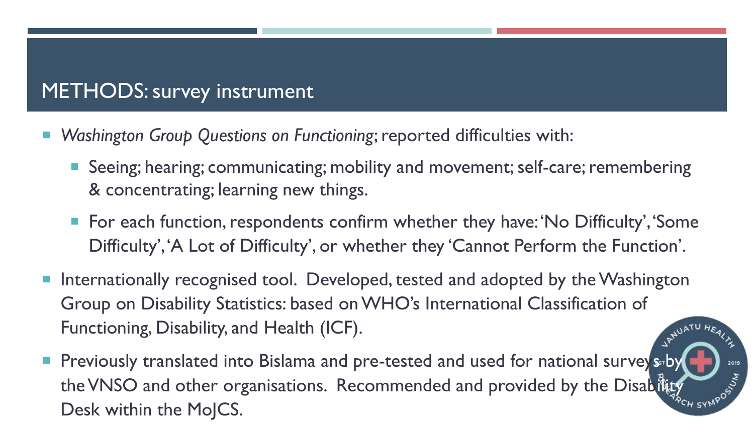# METHODS: survey instrument

- *Washington Group Questions on Functioning*; reported difficulties with:
  - Seeing; hearing; communicating; mobility and movement; self-care; remembering & concentrating; learning new things.
  - For each function, respondents confirm whether they have: 'No Difficulty', 'Some Difficulty', 'A Lot of Difficulty', or whether they 'Cannot Perform the Function'.
- Internationally recognised tool. Developed, tested and adopted by the Washington Group on Disability Statistics: based on WHO's International Classification of Functioning, Disability, and Health (ICF).
- Previously translated into Bislama and pre-tested and used for national surveys by the VNSO and other organisations. Recommended and provided by the Disability Desk within the MoJCS.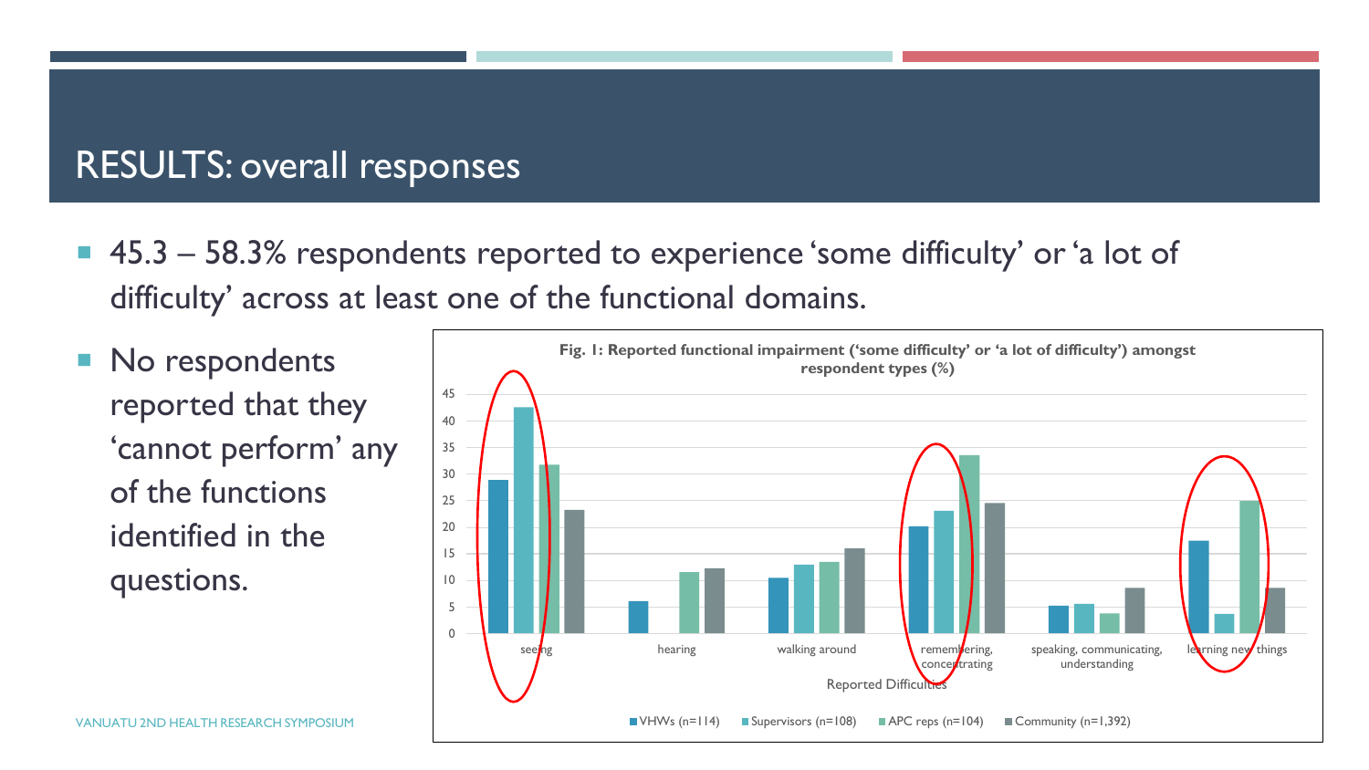# RESULTS: overall responses

- 45.3 – 58.3% respondents reported to experience 'some difficulty' or 'a lot of difficulty' across at least one of the functional domains.
- No respondents reported that they 'cannot perform' any of the functions identified in the questions.

**Fig. 1: Reported functional impairment ('some difficulty' or 'a lot of difficulty') amongst respondent types (%)**

Reported Difficulties: seeing; hearing; walking around; remembering, concentrating; speaking, communicating, understanding; learning new things

VHWs (n=114) | Supervisors (n=108) | APC reps (n=104) | Community (n=1,392)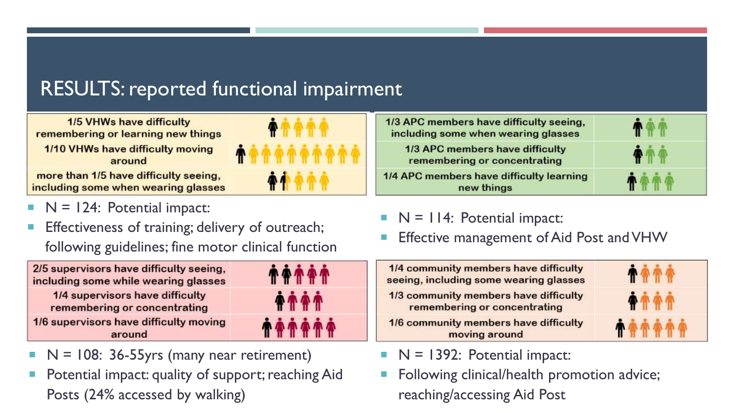# RESULTS: reported functional impairment

| 1/5 VHWs have difficulty remembering or learning new things |
|---|
| 1/10 VHWs have difficulty moving around |
| more than 1/5 have difficulty seeing, including some when wearing glasses |

- N = 124: Potential impact:
- Effectiveness of training; delivery of outreach; following guidelines; fine motor clinical function

| 1/3 APC members have difficulty seeing, including some when wearing glasses |
|---|
| 1/3 APC members have difficulty remembering or concentrating |
| 1/4 APC members have difficulty learning new things |

- N = 114: Potential impact:
- Effective management of Aid Post and VHW

| 2/5 supervisors have difficulty seeing, including some while wearing glasses |
|---|
| 1/4 supervisors have difficulty remembering or concentrating |
| 1/6 supervisors have difficulty moving around |

- N = 108: 36-55yrs (many near retirement)
- Potential impact: quality of support; reaching Aid Posts (24% accessed by walking)

| 1/4 community members have difficulty seeing, including some wearing glasses |
|---|
| 1/3 community members have difficulty remembering or concentrating |
| 1/6 community members have difficulty moving around |

- N = 1392: Potential impact:
- Following clinical/health promotion advice; reaching/accessing Aid Post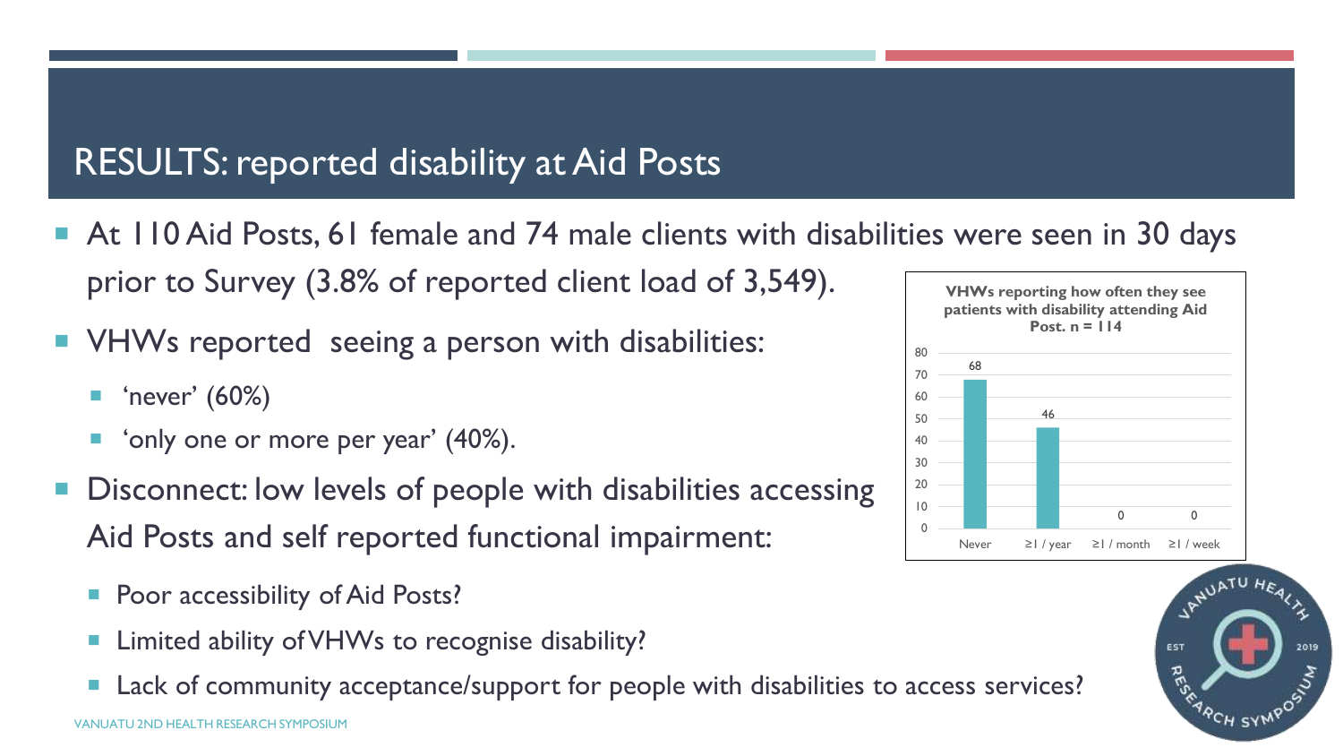## RESULTS: reported disability at Aid Posts

- At 110 Aid Posts, 61 female and 74 male clients with disabilities were seen in 30 days prior to Survey (3.8% of reported client load of 3,549).
- VHWs reported seeing a person with disabilities:
  - 'never' (60%)
  - 'only one or more per year' (40%).
- Disconnect: low levels of people with disabilities accessing Aid Posts and self reported functional impairment:
  - Poor accessibility of Aid Posts?
  - Limited ability of VHWs to recognise disability?
  - Lack of community acceptance/support for people with disabilities to access services?

**VHWs reporting how often they see patients with disability attending Aid Post. n = 114**

| Frequency | Number of VHWs |
| --- | --- |
| Never | 68 |
| ≥1 / year | 46 |
| ≥1 / month | 0 |
| ≥1 / week | 0 |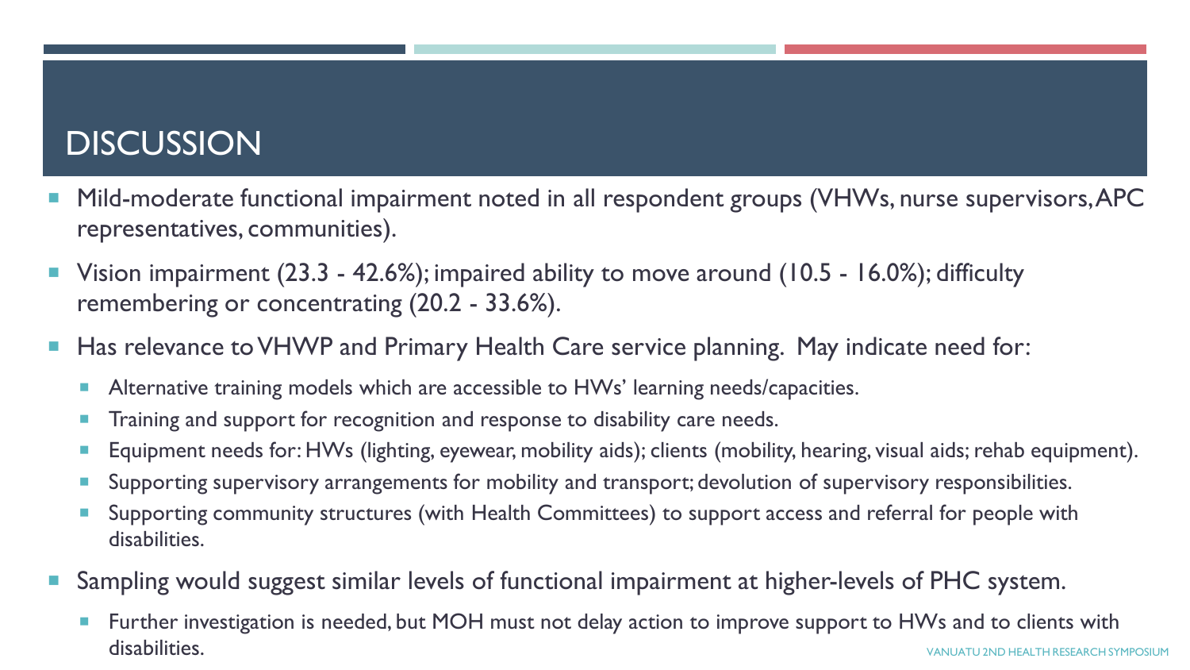# DISCUSSION

- Mild-moderate functional impairment noted in all respondent groups (VHWs, nurse supervisors, APC representatives, communities).
- Vision impairment (23.3 - 42.6%); impaired ability to move around (10.5 - 16.0%); difficulty remembering or concentrating (20.2 - 33.6%).
- Has relevance to VHWP and Primary Health Care service planning. May indicate need for:
  - Alternative training models which are accessible to HWs' learning needs/capacities.
  - Training and support for recognition and response to disability care needs.
  - Equipment needs for: HWs (lighting, eyewear, mobility aids); clients (mobility, hearing, visual aids; rehab equipment).
  - Supporting supervisory arrangements for mobility and transport; devolution of supervisory responsibilities.
  - Supporting community structures (with Health Committees) to support access and referral for people with disabilities.
- Sampling would suggest similar levels of functional impairment at higher-levels of PHC system.
  - Further investigation is needed, but MOH must not delay action to improve support to HWs and to clients with disabilities.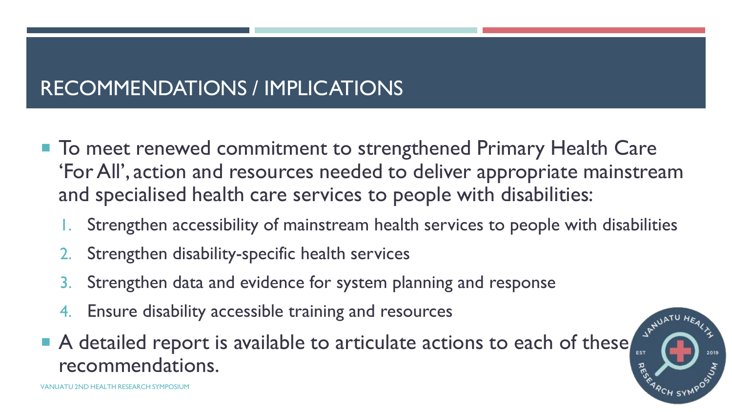# RECOMMENDATIONS / IMPLICATIONS

- To meet renewed commitment to strengthened Primary Health Care 'For All', action and resources needed to deliver appropriate mainstream and specialised health care services to people with disabilities:
  1. Strengthen accessibility of mainstream health services to people with disabilities
  2. Strengthen disability-specific health services
  3. Strengthen data and evidence for system planning and response
  4. Ensure disability accessible training and resources
- A detailed report is available to articulate actions to each of these recommendations.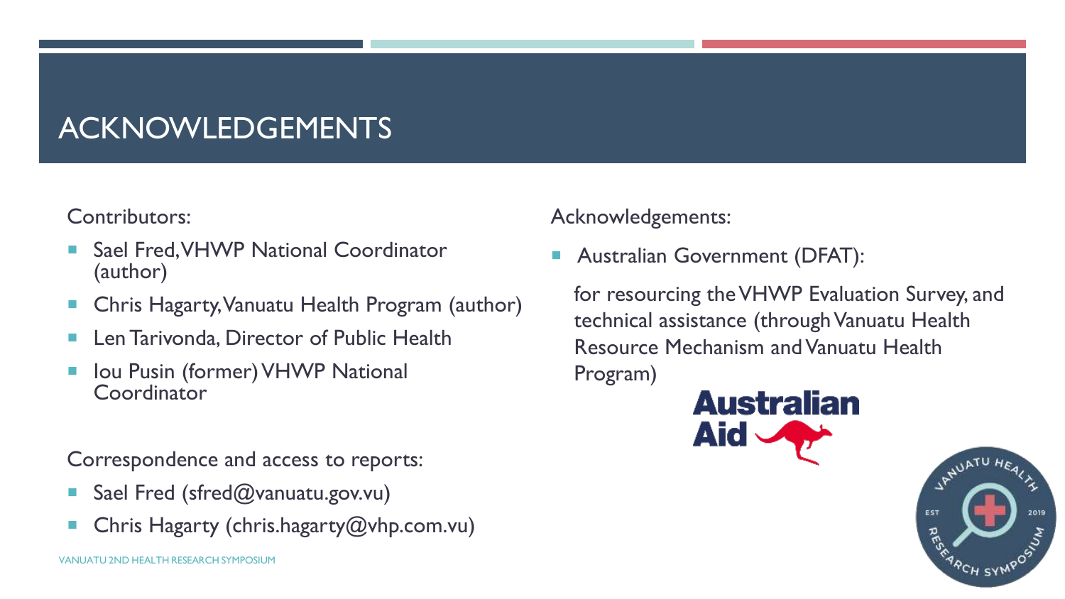# ACKNOWLEDGEMENTS

Contributors:

- Sael Fred, VHWP National Coordinator (author)
- Chris Hagarty, Vanuatu Health Program (author)
- Len Tarivonda, Director of Public Health
- Iou Pusin (former) VHWP National Coordinator

Correspondence and access to reports:

- Sael Fred (sfred@vanuatu.gov.vu)
- Chris Hagarty (chris.hagarty@vhp.com.vu)

Acknowledgements:

- Australian Government (DFAT):

  for resourcing the VHWP Evaluation Survey, and technical assistance (through Vanuatu Health Resource Mechanism and Vanuatu Health Program)

Australian Aid

VANUATU HEALTH RESEARCH SYMPOSIUM EST 2019